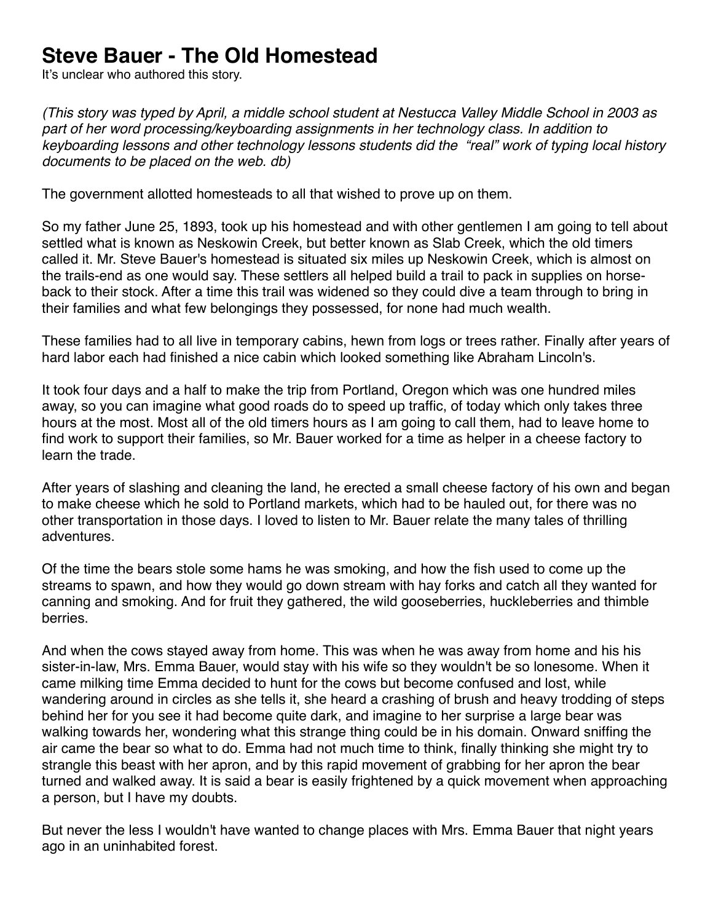# Steve Bauer - The Old Homestead

It's unclear who authored this story.

*(This story was typed by April, a middle school student at Nestucca Valley Middle School in 2003 as part of her word processing/keyboarding assignments in her technology class. In addition to keyboarding lessons and other technology lessons students did the "real" work of typing local history documents to be placed on the web. db)*

The government allotted homesteads to all that wished to prove up on them.

So my father June 25, 1893, took up his homestead and with other gentlemen I am going to tell about settled what is known as Neskowin Creek, but better known as Slab Creek, which the old timers called it. Mr. Steve Bauer's homestead is situated six miles up Neskowin Creek, which is almost on the trails-end as one would say. These settlers all helped build a trail to pack in supplies on horse-back to their stock. After a time this trail was widened so they could dive a team through to bring in their families and what few belongings they possessed, for none had much wealth.

These families had to all live in temporary cabins, hewn from logs or trees rather. Finally after years of hard labor each had finished a nice cabin which looked something like Abraham Lincoln's.

It took four days and a half to make the trip from Portland, Oregon which was one hundred miles away, so you can imagine what good roads do to speed up traffic, of today which only takes three hours at the most. Most all of the old timers hours as I am going to call them, had to leave home to find work to support their families, so Mr. Bauer worked for a time as helper in a cheese factory to learn the trade.

After years of slashing and cleaning the land, he erected a small cheese factory of his own and began to make cheese which he sold to Portland markets, which had to be hauled out, for there was no other transportation in those days. I loved to listen to Mr. Bauer relate the many tales of thrilling adventures.

Of the time the bears stole some hams he was smoking, and how the fish used to come up the streams to spawn, and how they would go down stream with hay forks and catch all they wanted for canning and smoking. And for fruit they gathered, the wild gooseberries, huckleberries and thimble berries.

And when the cows stayed away from home. This was when he was away from home and his his sister-in-law, Mrs. Emma Bauer, would stay with his wife so they wouldn't be so lonesome. When it came milking time Emma decided to hunt for the cows but become confused and lost, while wandering around in circles as she tells it, she heard a crashing of brush and heavy trodding of steps behind her for you see it had become quite dark, and imagine to her surprise a large bear was walking towards her, wondering what this strange thing could be in his domain. Onward sniffing the air came the bear so what to do. Emma had not much time to think, finally thinking she might try to strangle this beast with her apron, and by this rapid movement of grabbing for her apron the bear turned and walked away. It is said a bear is easily frightened by a quick movement when approaching a person, but I have my doubts.

But never the less I wouldn't have wanted to change places with Mrs. Emma Bauer that night years ago in an uninhabited forest.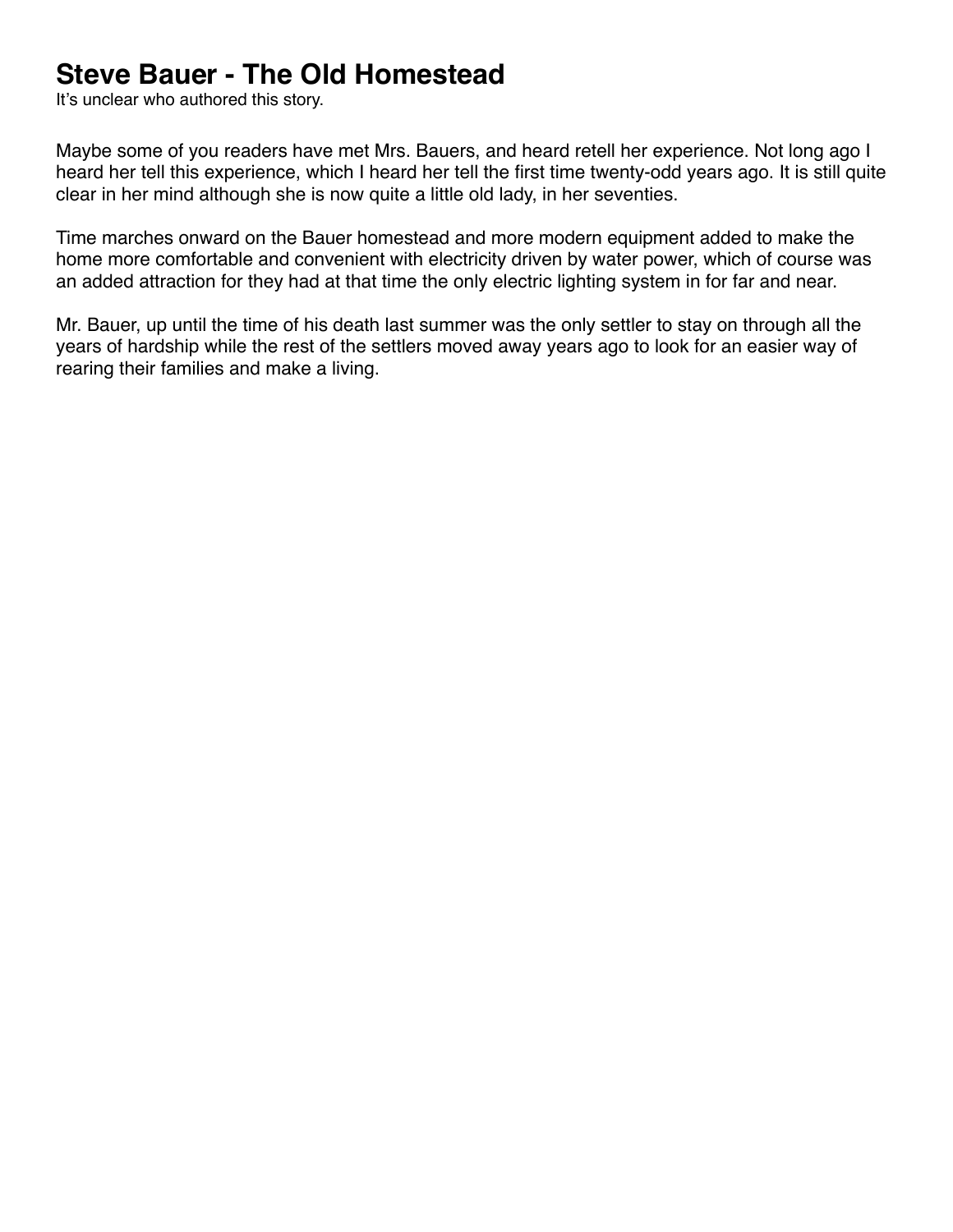# Steve Bauer - The Old Homestead

It's unclear who authored this story.

Maybe some of you readers have met Mrs. Bauers, and heard retell her experience. Not long ago I heard her tell this experience, which I heard her tell the first time twenty-odd years ago. It is still quite clear in her mind although she is now quite a little old lady, in her seventies.

Time marches onward on the Bauer homestead and more modern equipment added to make the home more comfortable and convenient with electricity driven by water power, which of course was an added attraction for they had at that time the only electric lighting system in for far and near.

Mr. Bauer, up until the time of his death last summer was the only settler to stay on through all the years of hardship while the rest of the settlers moved away years ago to look for an easier way of rearing their families and make a living.